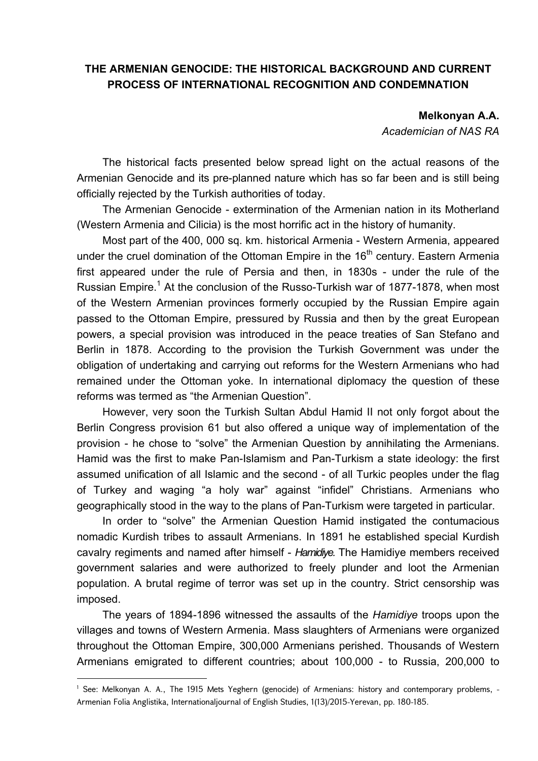# THE ARMENIAN GENOCIDE: THE HISTORICAL BACKGROUND AND CURRENT PROCESS OF INTERNATIONAL RECOGNITION AND CONDEMNATION

**Melkonyan A.A.**
*Academician of NAS RA*

The historical facts presented below spread light on the actual reasons of the Armenian Genocide and its pre-planned nature which has so far been and is still being officially rejected by the Turkish authorities of today.

The Armenian Genocide - extermination of the Armenian nation in its Motherland (Western Armenia and Cilicia) is the most horrific act in the history of humanity.

Most part of the 400, 000 sq. km. historical Armenia - Western Armenia, appeared under the cruel domination of the Ottoman Empire in the 16th century. Eastern Armenia first appeared under the rule of Persia and then, in 1830s - under the rule of the Russian Empire.[1] At the conclusion of the Russo-Turkish war of 1877-1878, when most of the Western Armenian provinces formerly occupied by the Russian Empire again passed to the Ottoman Empire, pressured by Russia and then by the great European powers, a special provision was introduced in the peace treaties of San Stefano and Berlin in 1878. According to the provision the Turkish Government was under the obligation of undertaking and carrying out reforms for the Western Armenians who had remained under the Ottoman yoke. In international diplomacy the question of these reforms was termed as "the Armenian Question".

However, very soon the Turkish Sultan Abdul Hamid II not only forgot about the Berlin Congress provision 61 but also offered a unique way of implementation of the provision - he chose to "solve" the Armenian Question by annihilating the Armenians. Hamid was the first to make Pan-Islamism and Pan-Turkism a state ideology: the first assumed unification of all Islamic and the second - of all Turkic peoples under the flag of Turkey and waging "a holy war" against "infidel" Christians. Armenians who geographically stood in the way to the plans of Pan-Turkism were targeted in particular.

In order to "solve" the Armenian Question Hamid instigated the contumacious nomadic Kurdish tribes to assault Armenians. In 1891 he established special Kurdish cavalry regiments and named after himself - *Hamidiye*. The Hamidiye members received government salaries and were authorized to freely plunder and loot the Armenian population. A brutal regime of terror was set up in the country. Strict censorship was imposed.

The years of 1894-1896 witnessed the assaults of the *Hamidiye* troops upon the villages and towns of Western Armenia. Mass slaughters of Armenians were organized throughout the Ottoman Empire, 300,000 Armenians perished. Thousands of Western Armenians emigrated to different countries; about 100,000 - to Russia, 200,000 to

---

[1] See: Melkonyan A. A., The 1915 Mets Yeghern (genocide) of Armenians: history and contemporary problems, - Armenian Folia Anglistika, Internationaljournal of English Studies, 1(13)/2015-Yerevan, pp. 180-185.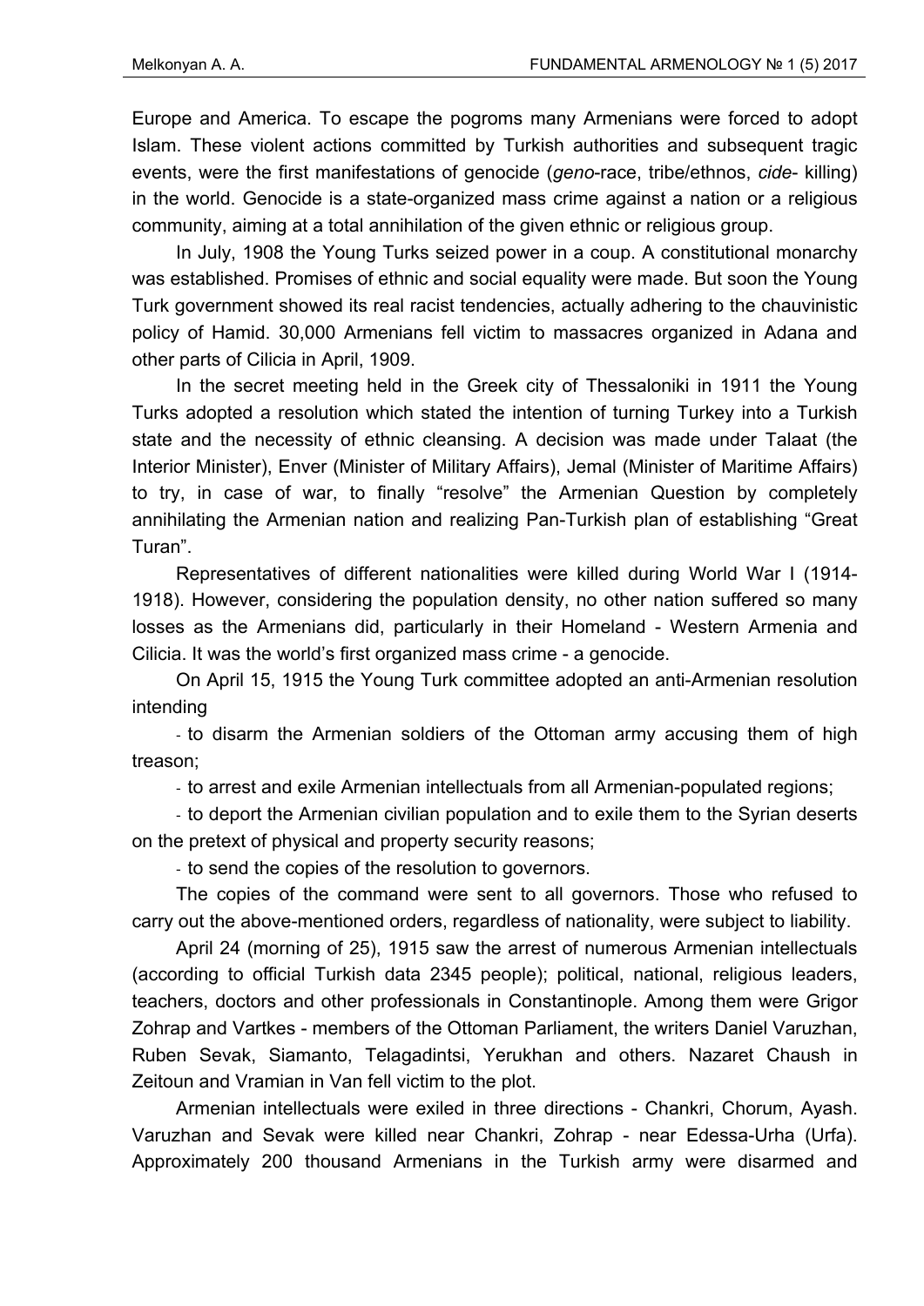Europe and America. To escape the pogroms many Armenians were forced to adopt Islam. These violent actions committed by Turkish authorities and subsequent tragic events, were the first manifestations of genocide (*geno*-race, tribe/ethnos, *cide*- killing) in the world. Genocide is a state-organized mass crime against a nation or a religious community, aiming at a total annihilation of the given ethnic or religious group.

In July, 1908 the Young Turks seized power in a coup. A constitutional monarchy was established. Promises of ethnic and social equality were made. But soon the Young Turk government showed its real racist tendencies, actually adhering to the chauvinistic policy of Hamid. 30,000 Armenians fell victim to massacres organized in Adana and other parts of Cilicia in April, 1909.

In the secret meeting held in the Greek city of Thessaloniki in 1911 the Young Turks adopted a resolution which stated the intention of turning Turkey into a Turkish state and the necessity of ethnic cleansing. A decision was made under Talaat (the Interior Minister), Enver (Minister of Military Affairs), Jemal (Minister of Maritime Affairs) to try, in case of war, to finally "resolve" the Armenian Question by completely annihilating the Armenian nation and realizing Pan-Turkish plan of establishing "Great Turan".

Representatives of different nationalities were killed during World War I (1914-1918). However, considering the population density, no other nation suffered so many losses as the Armenians did, particularly in their Homeland - Western Armenia and Cilicia. It was the world's first organized mass crime - a genocide.

On April 15, 1915 the Young Turk committee adopted an anti-Armenian resolution intending

- to disarm the Armenian soldiers of the Ottoman army accusing them of high treason;
- to arrest and exile Armenian intellectuals from all Armenian-populated regions;
- to deport the Armenian civilian population and to exile them to the Syrian deserts on the pretext of physical and property security reasons;
- to send the copies of the resolution to governors.

The copies of the command were sent to all governors. Those who refused to carry out the above-mentioned orders, regardless of nationality, were subject to liability.

April 24 (morning of 25), 1915 saw the arrest of numerous Armenian intellectuals (according to official Turkish data 2345 people); political, national, religious leaders, teachers, doctors and other professionals in Constantinople. Among them were Grigor Zohrap and Vartkes - members of the Ottoman Parliament, the writers Daniel Varuzhan, Ruben Sevak, Siamanto, Telagadintsi, Yerukhan and others. Nazaret Chaush in Zeitoun and Vramian in Van fell victim to the plot.

Armenian intellectuals were exiled in three directions - Chankri, Chorum, Ayash. Varuzhan and Sevak were killed near Chankri, Zohrap - near Edessa-Urha (Urfa). Approximately 200 thousand Armenians in the Turkish army were disarmed and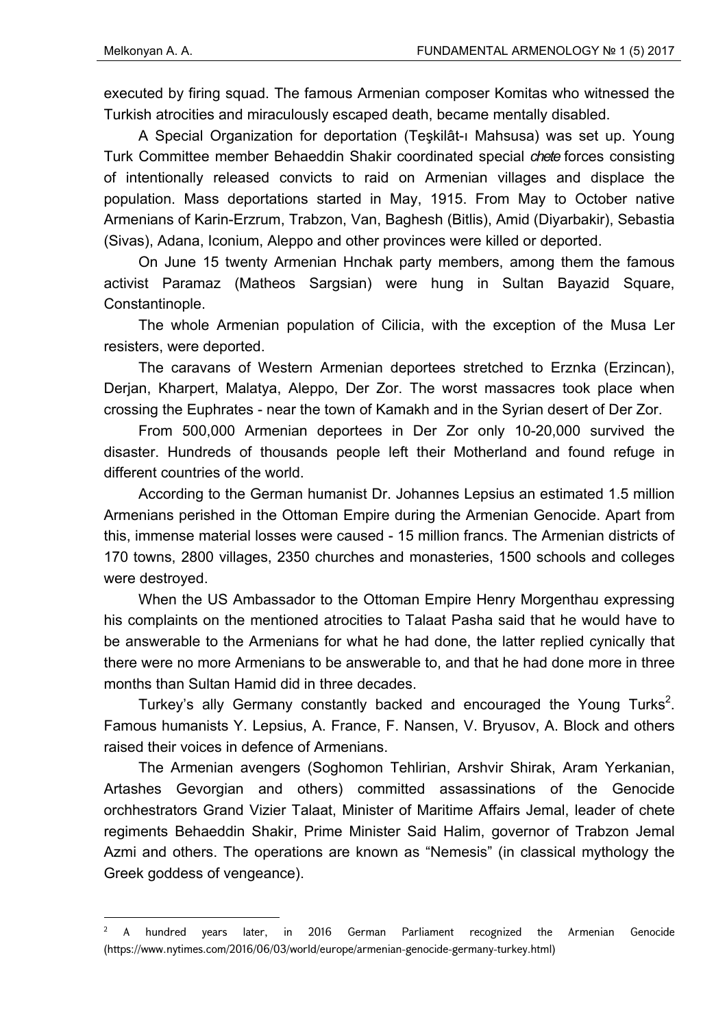executed by firing squad. The famous Armenian composer Komitas who witnessed the Turkish atrocities and miraculously escaped death, became mentally disabled.

A Special Organization for deportation (Teşkilât-ı Mahsusa) was set up. Young Turk Committee member Behaeddin Shakir coordinated special *chete* forces consisting of intentionally released convicts to raid on Armenian villages and displace the population. Mass deportations started in May, 1915. From May to October native Armenians of Karin-Erzrum, Trabzon, Van, Baghesh (Bitlis), Amid (Diyarbakir), Sebastia (Sivas), Adana, Iconium, Aleppo and other provinces were killed or deported.

On June 15 twenty Armenian Hnchak party members, among them the famous activist Paramaz (Matheos Sargsian) were hung in Sultan Bayazid Square, Constantinople.

The whole Armenian population of Cilicia, with the exception of the Musa Ler resisters, were deported.

The caravans of Western Armenian deportees stretched to Erznka (Erzincan), Derjan, Kharpert, Malatya, Aleppo, Der Zor. The worst massacres took place when crossing the Euphrates - near the town of Kamakh and in the Syrian desert of Der Zor.

From 500,000 Armenian deportees in Der Zor only 10-20,000 survived the disaster. Hundreds of thousands people left their Motherland and found refuge in different countries of the world.

According to the German humanist Dr. Johannes Lepsius an estimated 1.5 million Armenians perished in the Ottoman Empire during the Armenian Genocide. Apart from this, immense material losses were caused - 15 million francs. The Armenian districts of 170 towns, 2800 villages, 2350 churches and monasteries, 1500 schools and colleges were destroyed.

When the US Ambassador to the Ottoman Empire Henry Morgenthau expressing his complaints on the mentioned atrocities to Talaat Pasha said that he would have to be answerable to the Armenians for what he had done, the latter replied cynically that there were no more Armenians to be answerable to, and that he had done more in three months than Sultan Hamid did in three decades.

Turkey's ally Germany constantly backed and encouraged the Young Turks[2]. Famous humanists Y. Lepsius, A. France, F. Nansen, V. Bryusov, A. Block and others raised their voices in defence of Armenians.

The Armenian avengers (Soghomon Tehlirian, Arshvir Shirak, Aram Yerkanian, Artashes Gevorgian and others) committed assassinations of the Genocide orchhestrators Grand Vizier Talaat, Minister of Maritime Affairs Jemal, leader of chete regiments Behaeddin Shakir, Prime Minister Said Halim, governor of Trabzon Jemal Azmi and others. The operations are known as "Nemesis" (in classical mythology the Greek goddess of vengeance).

---

[2] A hundred years later, in 2016 German Parliament recognized the Armenian Genocide (https://www.nytimes.com/2016/06/03/world/europe/armenian-genocide-germany-turkey.html)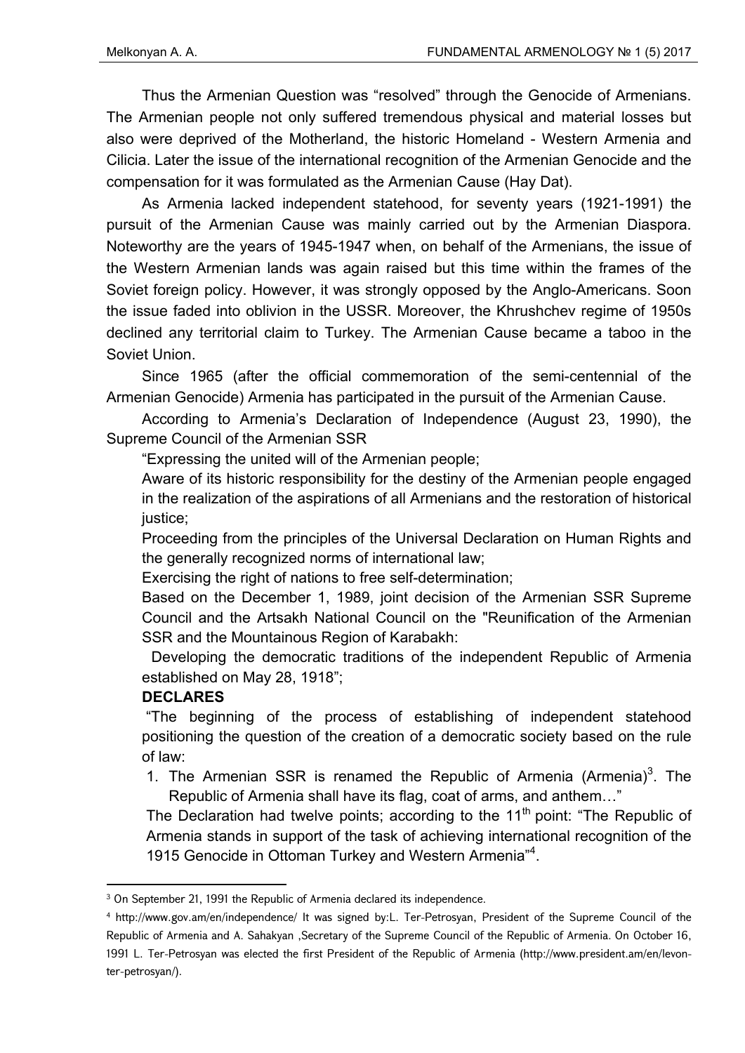Thus the Armenian Question was "resolved" through the Genocide of Armenians. The Armenian people not only suffered tremendous physical and material losses but also were deprived of the Motherland, the historic Homeland - Western Armenia and Cilicia. Later the issue of the international recognition of the Armenian Genocide and the compensation for it was formulated as the Armenian Cause (Hay Dat).

As Armenia lacked independent statehood, for seventy years (1921-1991) the pursuit of the Armenian Cause was mainly carried out by the Armenian Diaspora. Noteworthy are the years of 1945-1947 when, on behalf of the Armenians, the issue of the Western Armenian lands was again raised but this time within the frames of the Soviet foreign policy. However, it was strongly opposed by the Anglo-Americans. Soon the issue faded into oblivion in the USSR. Moreover, the Khrushchev regime of 1950s declined any territorial claim to Turkey. The Armenian Cause became a taboo in the Soviet Union.

Since 1965 (after the official commemoration of the semi-centennial of the Armenian Genocide) Armenia has participated in the pursuit of the Armenian Cause.

According to Armenia's Declaration of Independence (August 23, 1990), the Supreme Council of the Armenian SSR

> "Expressing the united will of the Armenian people;
>
> Aware of its historic responsibility for the destiny of the Armenian people engaged in the realization of the aspirations of all Armenians and the restoration of historical justice;
>
> Proceeding from the principles of the Universal Declaration on Human Rights and the generally recognized norms of international law;
>
> Exercising the right of nations to free self-determination;
>
> Based on the December 1, 1989, joint decision of the Armenian SSR Supreme Council and the Artsakh National Council on the "Reunification of the Armenian SSR and the Mountainous Region of Karabakh:
>
> Developing the democratic traditions of the independent Republic of Armenia established on May 28, 1918";
>
> **DECLARES**
>
> "The beginning of the process of establishing of independent statehood positioning the question of the creation of a democratic society based on the rule of law:
>
> 1. The Armenian SSR is renamed the Republic of Armenia (Armenia)[3]. The Republic of Armenia shall have its flag, coat of arms, and anthem…"
>
> The Declaration had twelve points; according to the 11th point: "The Republic of Armenia stands in support of the task of achieving international recognition of the 1915 Genocide in Ottoman Turkey and Western Armenia"[4].

---

[3] On September 21, 1991 the Republic of Armenia declared its independence.

[4] http://www.gov.am/en/independence/ It was signed by:L. Ter-Petrosyan, President of the Supreme Council of the Republic of Armenia and A. Sahakyan ,Secretary of the Supreme Council of the Republic of Armenia. On October 16, 1991 L. Ter-Petrosyan was elected the first President of the Republic of Armenia (http://www.president.am/en/levon-ter-petrosyan/).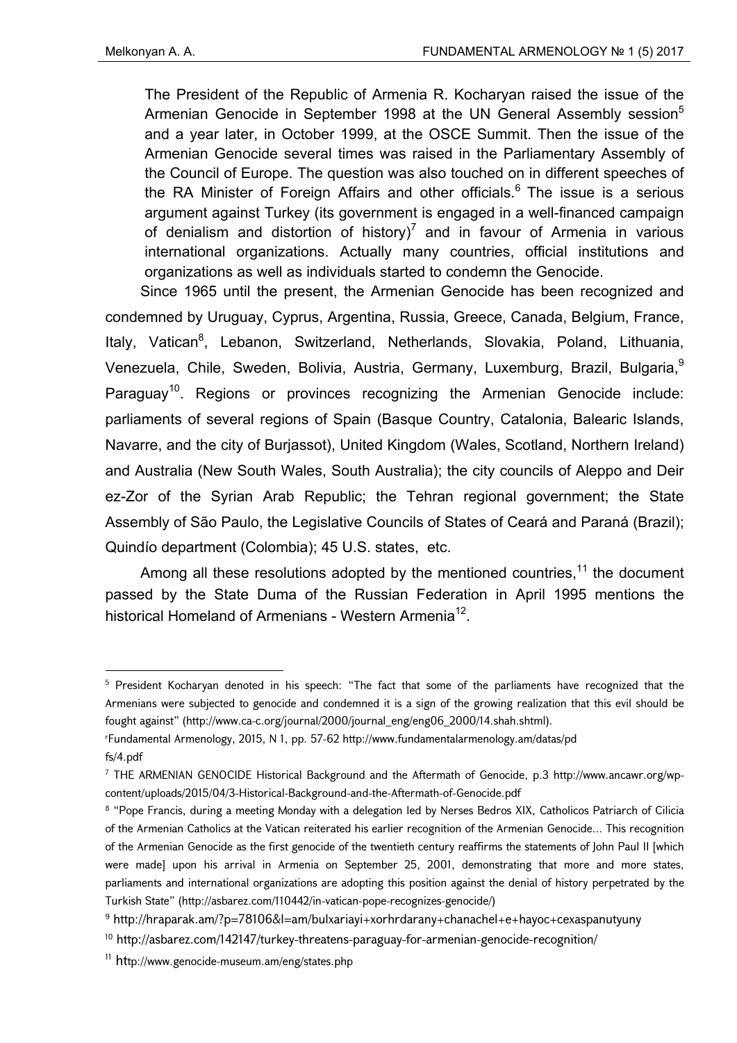The President of the Republic of Armenia R. Kocharyan raised the issue of the Armenian Genocide in September 1998 at the UN General Assembly session[5] and a year later, in October 1999, at the OSCE Summit. Then the issue of the Armenian Genocide several times was raised in the Parliamentary Assembly of the Council of Europe. The question was also touched on in different speeches of the RA Minister of Foreign Affairs and other officials.[6] The issue is a serious argument against Turkey (its government is engaged in a well-financed campaign of denialism and distortion of history)[7] and in favour of Armenia in various international organizations. Actually many countries, official institutions and organizations as well as individuals started to condemn the Genocide.

Since 1965 until the present, the Armenian Genocide has been recognized and condemned by Uruguay, Cyprus, Argentina, Russia, Greece, Canada, Belgium, France, Italy, Vatican[8], Lebanon, Switzerland, Netherlands, Slovakia, Poland, Lithuania, Venezuela, Chile, Sweden, Bolivia, Austria, Germany, Luxemburg, Brazil, Bulgaria,[9] Paraguay[10]. Regions or provinces recognizing the Armenian Genocide include: parliaments of several regions of Spain (Basque Country, Catalonia, Balearic Islands, Navarre, and the city of Burjassot), United Kingdom (Wales, Scotland, Northern Ireland) and Australia (New South Wales, South Australia); the city councils of Aleppo and Deir ez-Zor of the Syrian Arab Republic; the Tehran regional government; the State Assembly of São Paulo, the Legislative Councils of States of Ceará and Paraná (Brazil); Quindío department (Colombia); 45 U.S. states, etc.

Among all these resolutions adopted by the mentioned countries,[11] the document passed by the State Duma of the Russian Federation in April 1995 mentions the historical Homeland of Armenians - Western Armenia[12].

---

[5] President Kocharyan denoted in his speech: "The fact that some of the parliaments have recognized that the Armenians were subjected to genocide and condemned it is a sign of the growing realization that this evil should be fought against" (http://www.ca-c.org/journal/2000/journal_eng/eng06_2000/14.shah.shtml).

[6] Fundamental Armenology, 2015, N 1, pp. 57-62 http://www.fundamentalarmenology.am/datas/pdfs/4.pdf

[7] THE ARMENIAN GENOCIDE Historical Background and the Aftermath of Genocide, p.3 http://www.ancawr.org/wp-content/uploads/2015/04/3-Historical-Background-and-the-Aftermath-of-Genocide.pdf

[8] "Pope Francis, during a meeting Monday with a delegation led by Nerses Bedros XIX, Catholicos Patriarch of Cilicia of the Armenian Catholics at the Vatican reiterated his earlier recognition of the Armenian Genocide... This recognition of the Armenian Genocide as the first genocide of the twentieth century reaffirms the statements of John Paul II [which were made] upon his arrival in Armenia on September 25, 2001, demonstrating that more and more states, parliaments and international organizations are adopting this position against the denial of history perpetrated by the Turkish State" (http://asbarez.com/110442/in-vatican-pope-recognizes-genocide/)

[9] http://hraparak.am/?p=78106&l=am/bulxariayi+xorhrdarany+chanachel+e+hayoc+cexaspanutyuny

[10] http://asbarez.com/142147/turkey-threatens-paraguay-for-armenian-genocide-recognition/

[11] http://www.genocide-museum.am/eng/states.php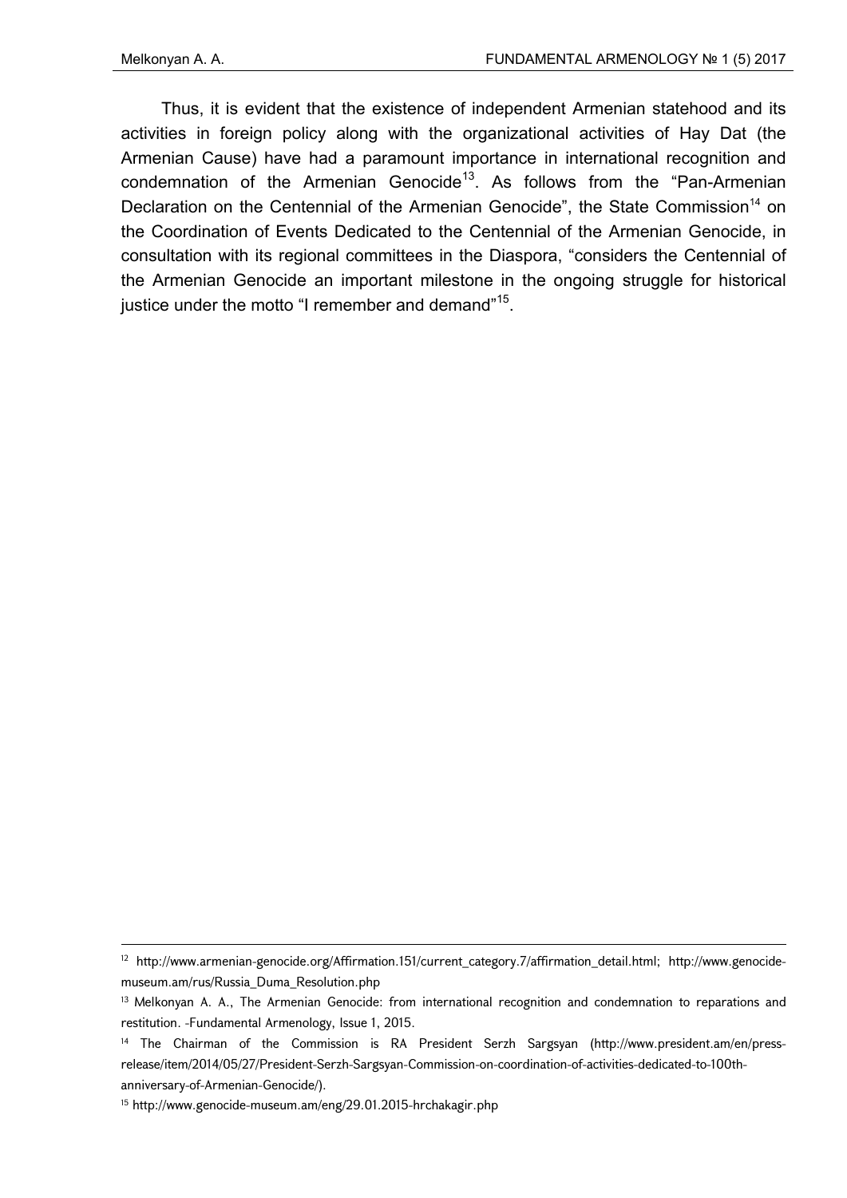Thus, it is evident that the existence of independent Armenian statehood and its activities in foreign policy along with the organizational activities of Hay Dat (the Armenian Cause) have had a paramount importance in international recognition and condemnation of the Armenian Genocide[13]. As follows from the "Pan-Armenian Declaration on the Centennial of the Armenian Genocide", the State Commission[14] on the Coordination of Events Dedicated to the Centennial of the Armenian Genocide, in consultation with its regional committees in the Diaspora, "considers the Centennial of the Armenian Genocide an important milestone in the ongoing struggle for historical justice under the motto "I remember and demand"[15].

---

[12] http://www.armenian-genocide.org/Affirmation.151/current_category.7/affirmation_detail.html; http://www.genocide-museum.am/rus/Russia_Duma_Resolution.php

[13] Melkonyan A. A., The Armenian Genocide: from international recognition and condemnation to reparations and restitution. -Fundamental Armenology, Issue 1, 2015.

[14] The Chairman of the Commission is RA President Serzh Sargsyan (http://www.president.am/en/press-release/item/2014/05/27/President-Serzh-Sargsyan-Commission-on-coordination-of-activities-dedicated-to-100th-anniversary-of-Armenian-Genocide/).

[15] http://www.genocide-museum.am/eng/29.01.2015-hrchakagir.php